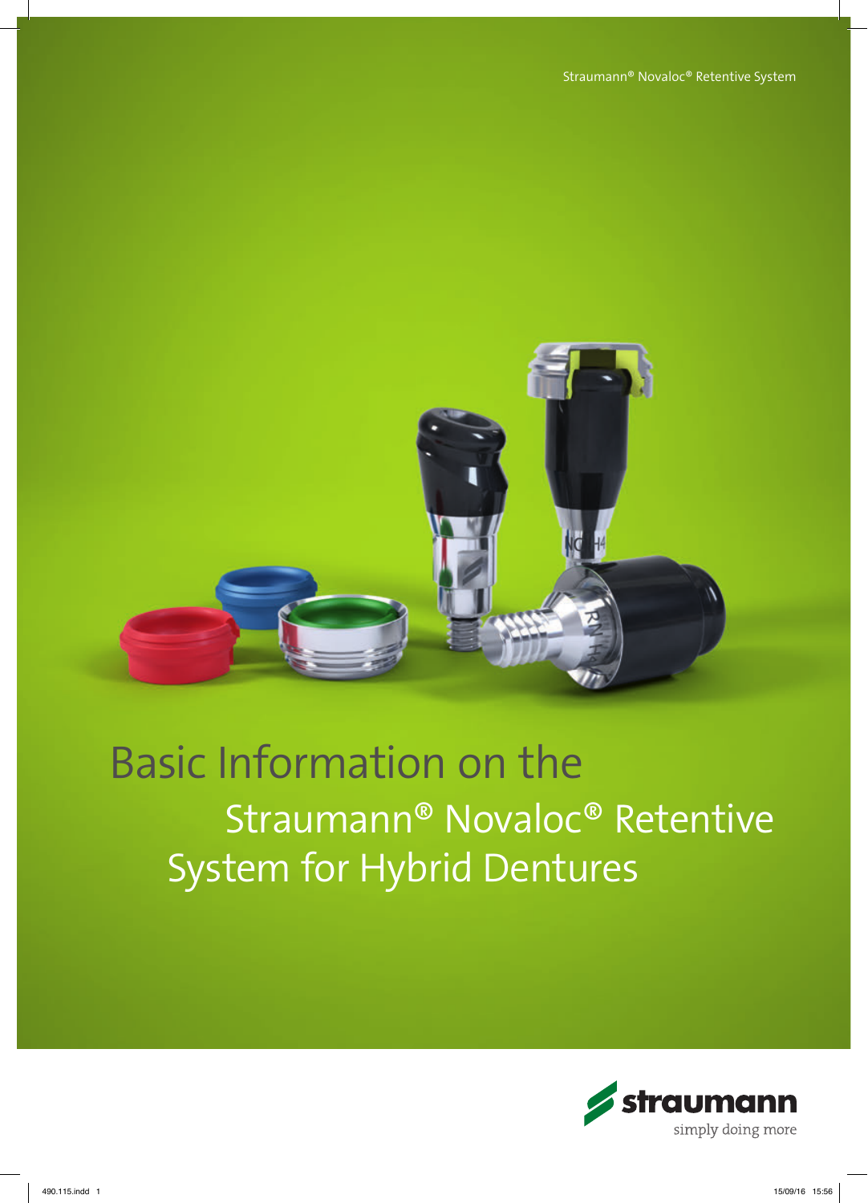Straumann® Novaloc® Retentive System

# Basic Information on the Straumann® Novaloc® Retentive System for Hybrid Dentures

straumann

simply doing more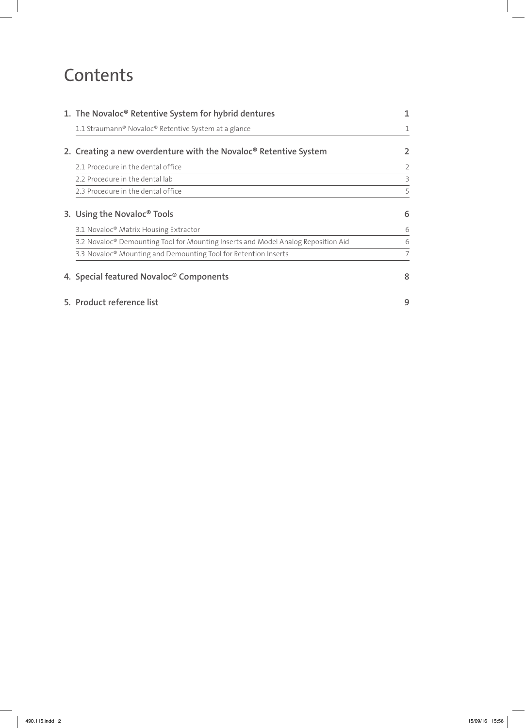# Contents

| | |
|---|---|
| **1. The Novaloc® Retentive System for hybrid dentures** | **1** |
| 1.1 Straumann® Novaloc® Retentive System at a glance | 1 |
| **2. Creating a new overdenture with the Novaloc® Retentive System** | **2** |
| 2.1 Procedure in the dental office | 2 |
| 2.2 Procedure in the dental lab | 3 |
| 2.3 Procedure in the dental office | 5 |
| **3. Using the Novaloc® Tools** | **6** |
| 3.1 Novaloc® Matrix Housing Extractor | 6 |
| 3.2 Novaloc® Demounting Tool for Mounting Inserts and Model Analog Reposition Aid | 6 |
| 3.3 Novaloc® Mounting and Demounting Tool for Retention Inserts | 7 |
| **4. Special featured Novaloc® Components** | **8** |
| **5. Product reference list** | **9** |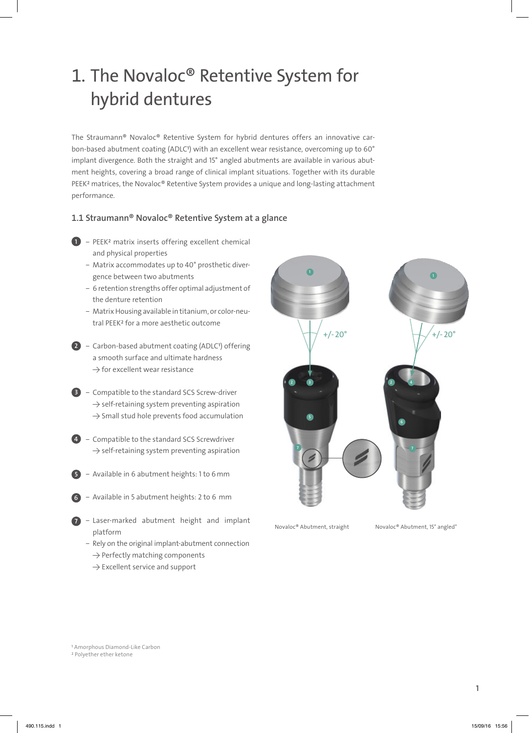# 1. The Novaloc® Retentive System for hybrid dentures

The Straumann® Novaloc® Retentive System for hybrid dentures offers an innovative carbon-based abutment coating (ADLC[1]) with an excellent wear resistance, overcoming up to 60° implant divergence. Both the straight and 15° angled abutments are available in various abutment heights, covering a broad range of clinical implant situations. Together with its durable PEEK[2] matrices, the Novaloc® Retentive System provides a unique and long-lasting attachment performance.

## 1.1 Straumann® Novaloc® Retentive System at a glance

1
- PEEK[2] matrix inserts offering excellent chemical and physical properties
- Matrix accommodates up to 40° prosthetic divergence between two abutments
- 6 retention strengths offer optimal adjustment of the denture retention
- Matrix Housing available in titanium, or color-neutral PEEK[2] for a more aesthetic outcome

2
- Carbon-based abutment coating (ADLC[1]) offering a smooth surface and ultimate hardness
  → for excellent wear resistance

3
- Compatible to the standard SCS Screw-driver
  → self-retaining system preventing aspiration
  → Small stud hole prevents food accumulation

4
- Compatible to the standard SCS Screwdriver
  → self-retaining system preventing aspiration

5
- Available in 6 abutment heights: 1 to 6 mm

6
- Available in 5 abutment heights: 2 to 6 mm

7
- Laser-marked abutment height and implant platform
- Rely on the original implant-abutment connection
  → Perfectly matching components
  → Excellent service and support

+/- 20°　　+/- 20°

Novaloc® Abutment, straight　　Novaloc® Abutment, 15° angled°

[1] Amorphous Diamond-Like Carbon
[2] Polyether ether ketone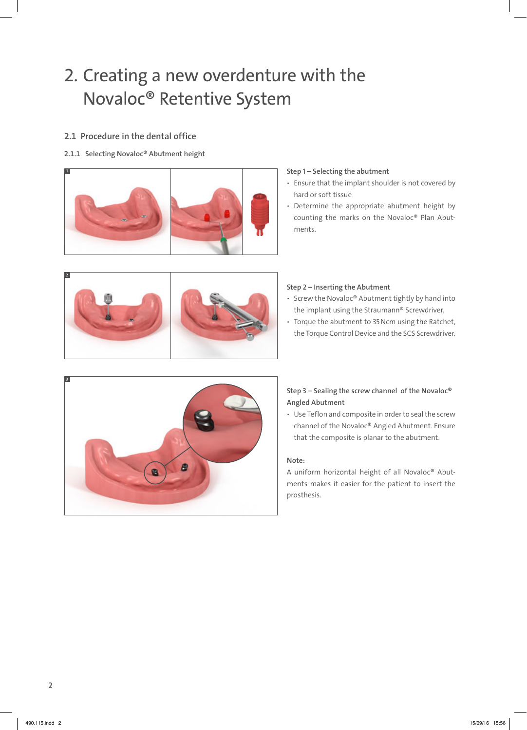# 2. Creating a new overdenture with the Novaloc® Retentive System

## 2.1 Procedure in the dental office

### 2.1.1 Selecting Novaloc® Abutment height

**Step 1 – Selecting the abutment**

- Ensure that the implant shoulder is not covered by hard or soft tissue
- Determine the appropriate abutment height by counting the marks on the Novaloc® Plan Abutments.

**Step 2 – Inserting the Abutment**

- Screw the Novaloc® Abutment tightly by hand into the implant using the Straumann® Screwdriver.
- Torque the abutment to 35 Ncm using the Ratchet, the Torque Control Device and the SCS Screwdriver.

**Step 3 – Sealing the screw channel of the Novaloc® Angled Abutment**

- Use Teflon and composite in order to seal the screw channel of the Novaloc® Angled Abutment. Ensure that the composite is planar to the abutment.

**Note:**

A uniform horizontal height of all Novaloc® Abutments makes it easier for the patient to insert the prosthesis.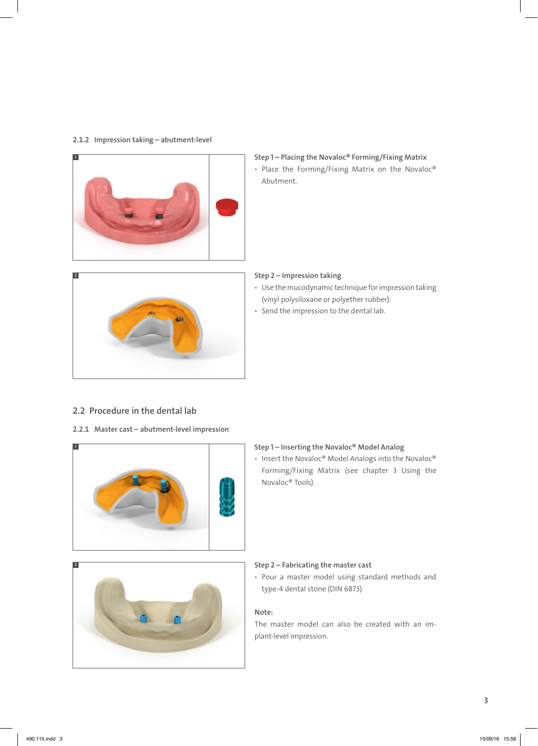#### 2.1.2 Impression taking – abutment-level

**Step 1 – Placing the Novaloc® Forming/Fixing Matrix**

- Place the Forming/Fixing Matrix on the Novaloc® Abutment.

**Step 2 – Impression taking**

- Use the mucodynamic technique for impression taking (vinyl polysiloxane or polyether rubber).
- Send the impression to the dental lab.

## 2.2 Procedure in the dental lab

#### 2.2.1 Master cast – abutment-level impression

**Step 1 – Inserting the Novaloc® Model Analog**

- Insert the Novaloc® Model Analogs into the Novaloc® Forming/Fixing Matrix (see chapter 3 Using the Novaloc® Tools).

**Step 2 – Fabricating the master cast**

- Pour a master model using standard methods and type-4 dental stone (DIN 6873).

**Note:**

The master model can also be created with an implant-level impression.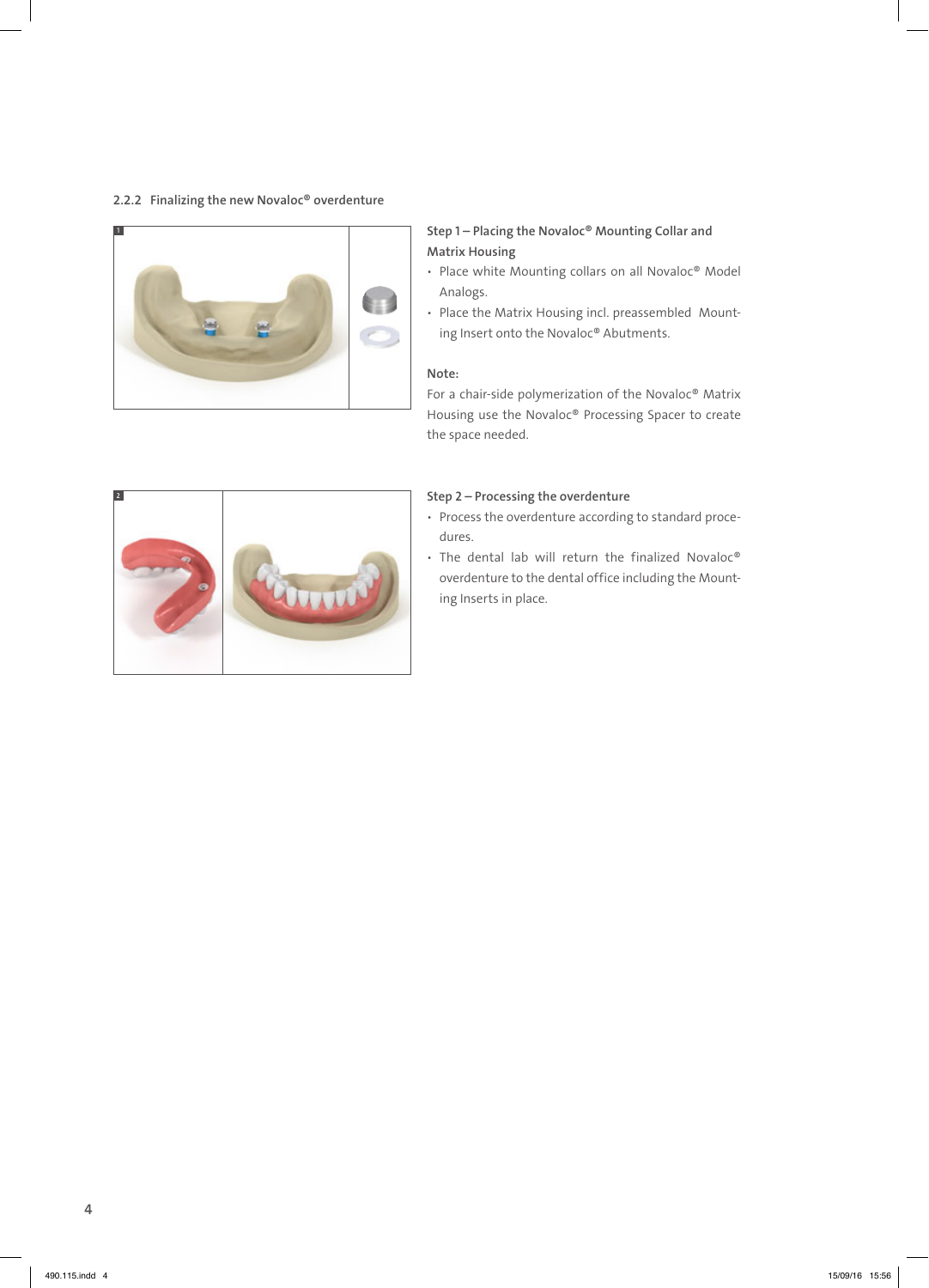### 2.2.2 Finalizing the new Novaloc® overdenture

1

**Step 1 – Placing the Novaloc® Mounting Collar and Matrix Housing**

- Place white Mounting collars on all Novaloc® Model Analogs.
- Place the Matrix Housing incl. preassembled Mounting Insert onto the Novaloc® Abutments.

**Note:**

For a chair-side polymerization of the Novaloc® Matrix Housing use the Novaloc® Processing Spacer to create the space needed.

2

**Step 2 – Processing the overdenture**

- Process the overdenture according to standard procedures.
- The dental lab will return the finalized Novaloc® overdenture to the dental office including the Mounting Inserts in place.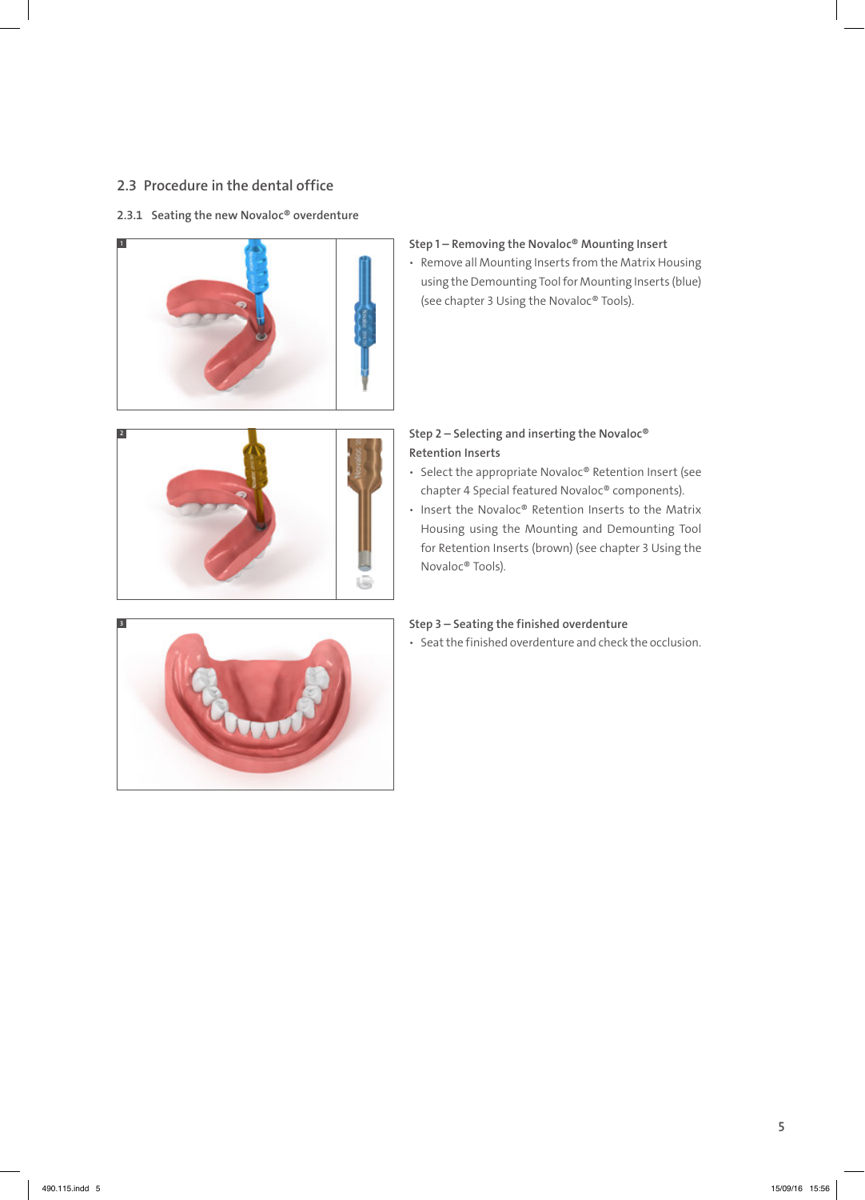## 2.3 Procedure in the dental office

### 2.3.1 Seating the new Novaloc® overdenture

**Step 1 – Removing the Novaloc® Mounting Insert**

- Remove all Mounting Inserts from the Matrix Housing using the Demounting Tool for Mounting Inserts (blue) (see chapter 3 Using the Novaloc® Tools).

**Step 2 – Selecting and inserting the Novaloc® Retention Inserts**

- Select the appropriate Novaloc® Retention Insert (see chapter 4 Special featured Novaloc® components).
- Insert the Novaloc® Retention Inserts to the Matrix Housing using the Mounting and Demounting Tool for Retention Inserts (brown) (see chapter 3 Using the Novaloc® Tools).

**Step 3 – Seating the finished overdenture**

- Seat the finished overdenture and check the occlusion.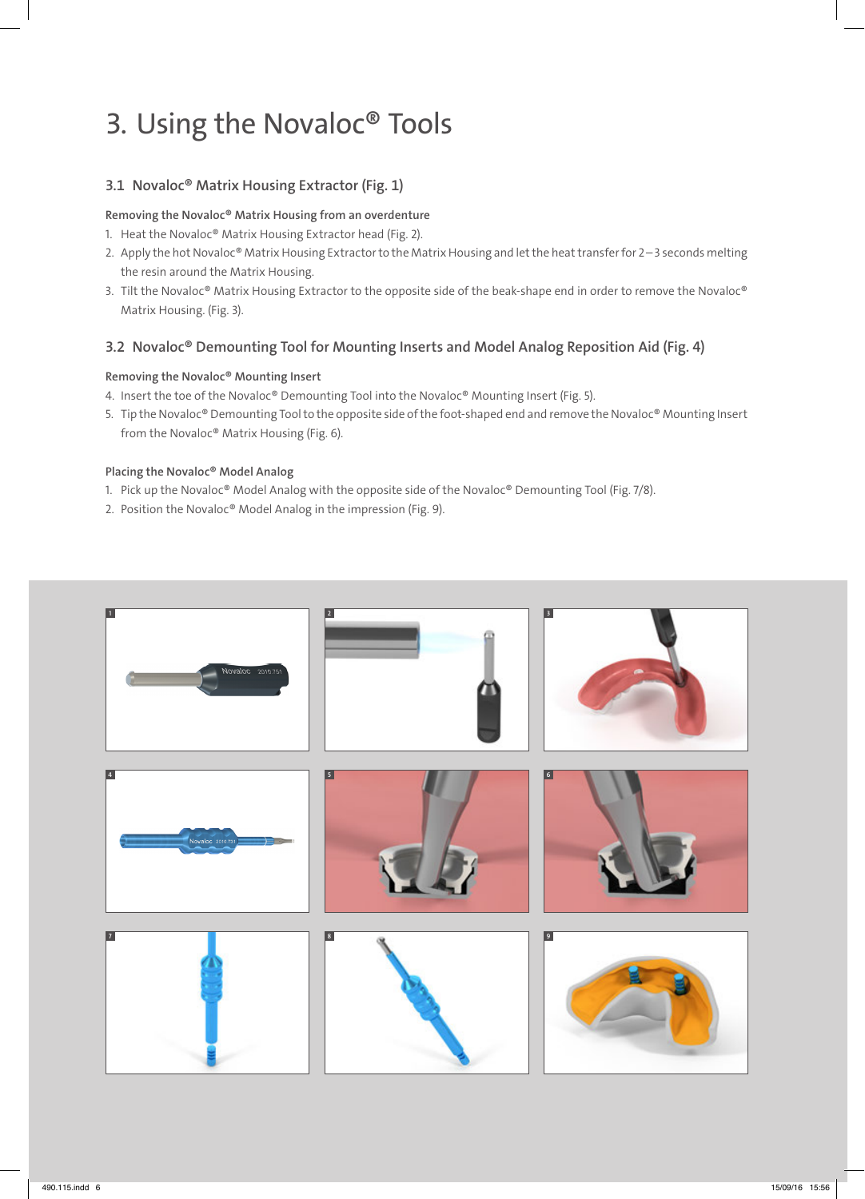# 3. Using the Novaloc® Tools

## 3.1 Novaloc® Matrix Housing Extractor (Fig. 1)

**Removing the Novaloc® Matrix Housing from an overdenture**

1. Heat the Novaloc® Matrix Housing Extractor head (Fig. 2).
2. Apply the hot Novaloc® Matrix Housing Extractor to the Matrix Housing and let the heat transfer for 2–3 seconds melting the resin around the Matrix Housing.
3. Tilt the Novaloc® Matrix Housing Extractor to the opposite side of the beak-shape end in order to remove the Novaloc® Matrix Housing. (Fig. 3).

## 3.2 Novaloc® Demounting Tool for Mounting Inserts and Model Analog Reposition Aid (Fig. 4)

**Removing the Novaloc® Mounting Insert**

4. Insert the toe of the Novaloc® Demounting Tool into the Novaloc® Mounting Insert (Fig. 5).
5. Tip the Novaloc® Demounting Tool to the opposite side of the foot-shaped end and remove the Novaloc® Mounting Insert from the Novaloc® Matrix Housing (Fig. 6).

**Placing the Novaloc® Model Analog**

1. Pick up the Novaloc® Model Analog with the opposite side of the Novaloc® Demounting Tool (Fig. 7/8).
2. Position the Novaloc® Model Analog in the impression (Fig. 9).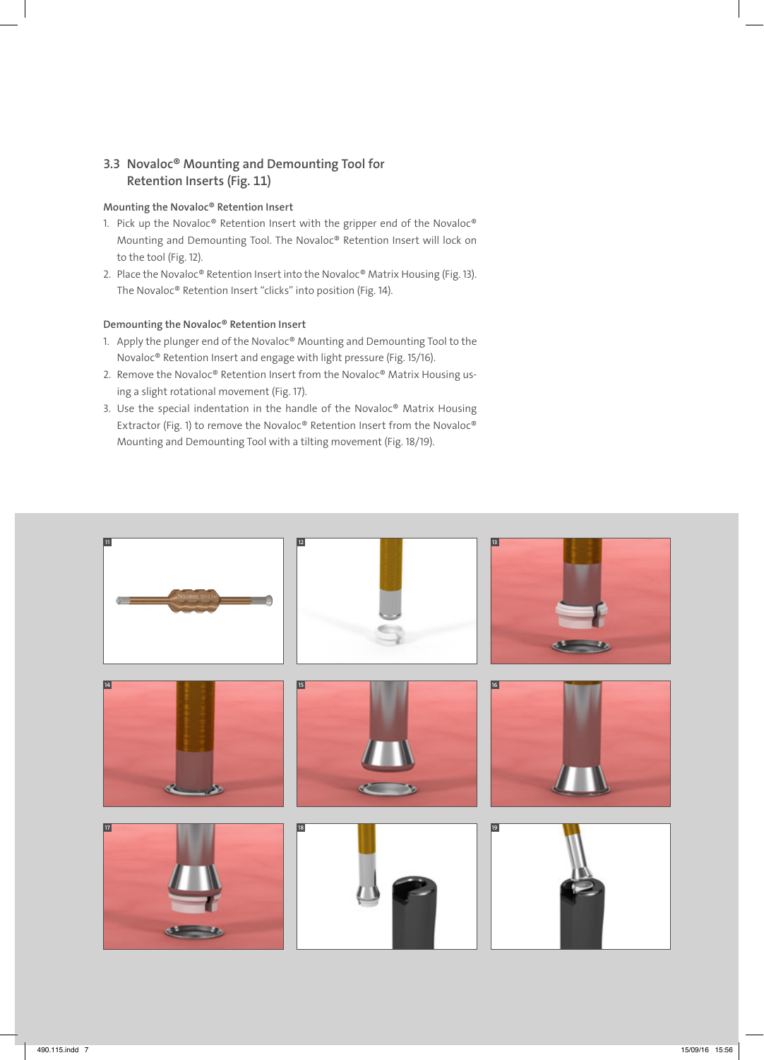## 3.3 Novaloc® Mounting and Demounting Tool for Retention Inserts (Fig. 11)

**Mounting the Novaloc® Retention Insert**

1. Pick up the Novaloc® Retention Insert with the gripper end of the Novaloc® Mounting and Demounting Tool. The Novaloc® Retention Insert will lock on to the tool (Fig. 12).
2. Place the Novaloc® Retention Insert into the Novaloc® Matrix Housing (Fig. 13). The Novaloc® Retention Insert "clicks" into position (Fig. 14).

**Demounting the Novaloc® Retention Insert**

1. Apply the plunger end of the Novaloc® Mounting and Demounting Tool to the Novaloc® Retention Insert and engage with light pressure (Fig. 15/16).
2. Remove the Novaloc® Retention Insert from the Novaloc® Matrix Housing using a slight rotational movement (Fig. 17).
3. Use the special indentation in the handle of the Novaloc® Matrix Housing Extractor (Fig. 1) to remove the Novaloc® Retention Insert from the Novaloc® Mounting and Demounting Tool with a tilting movement (Fig. 18/19).

11

12

13

14

15

16

17

18

19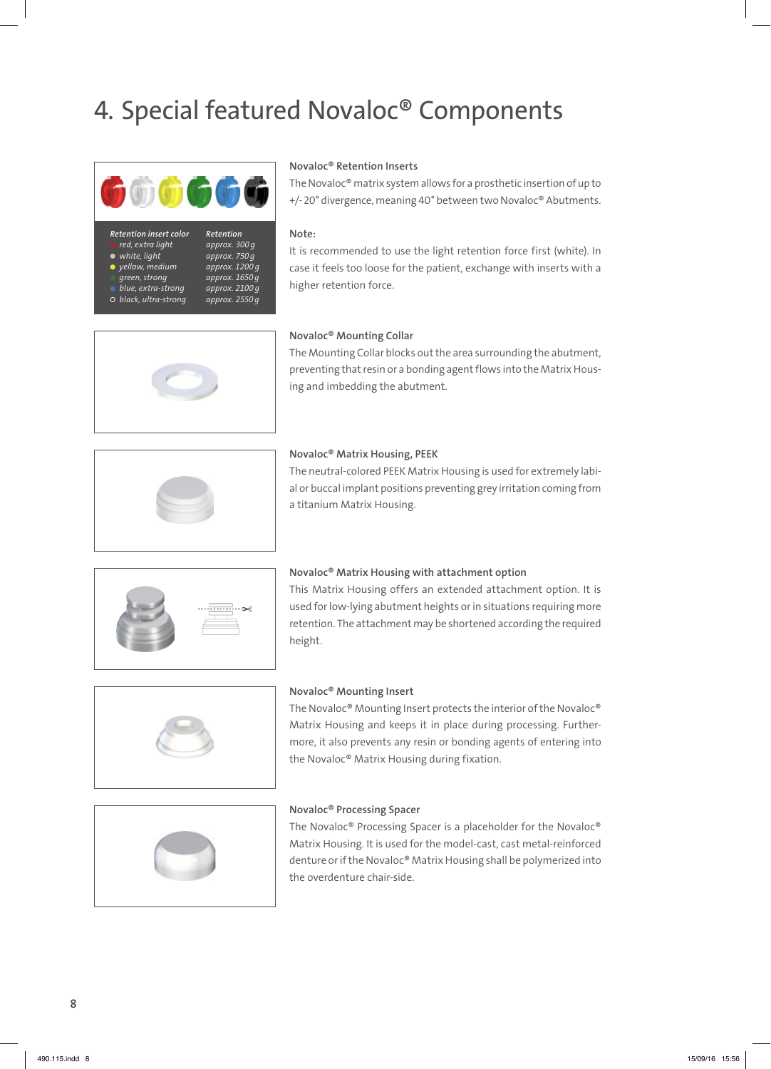# 4. Special featured Novaloc® Components

| Retention insert color | Retention |
|---|---|
| red, extra light | approx. 300 g |
| white, light | approx. 750 g |
| yellow, medium | approx. 1200 g |
| green, strong | approx. 1650 g |
| blue, extra-strong | approx. 2100 g |
| black, ultra-strong | approx. 2550 g |

**Novaloc® Retention Inserts**

The Novaloc® matrix system allows for a prosthetic insertion of up to +/-20° divergence, meaning 40° between two Novaloc® Abutments.

**Note:**

It is recommended to use the light retention force first (white). In case it feels too loose for the patient, exchange with inserts with a higher retention force.

**Novaloc® Mounting Collar**

The Mounting Collar blocks out the area surrounding the abutment, preventing that resin or a bonding agent flows into the Matrix Housing and imbedding the abutment.

**Novaloc® Matrix Housing, PEEK**

The neutral-colored PEEK Matrix Housing is used for extremely labial or buccal implant positions preventing grey irritation coming from a titanium Matrix Housing.

**Novaloc® Matrix Housing with attachment option**

This Matrix Housing offers an extended attachment option. It is used for low-lying abutment heights or in situations requiring more retention. The attachment may be shortened according the required height.

**Novaloc® Mounting Insert**

The Novaloc® Mounting Insert protects the interior of the Novaloc® Matrix Housing and keeps it in place during processing. Furthermore, it also prevents any resin or bonding agents of entering into the Novaloc® Matrix Housing during fixation.

**Novaloc® Processing Spacer**

The Novaloc® Processing Spacer is a placeholder for the Novaloc® Matrix Housing. It is used for the model-cast, cast metal-reinforced denture or if the Novaloc® Matrix Housing shall be polymerized into the overdenture chair-side.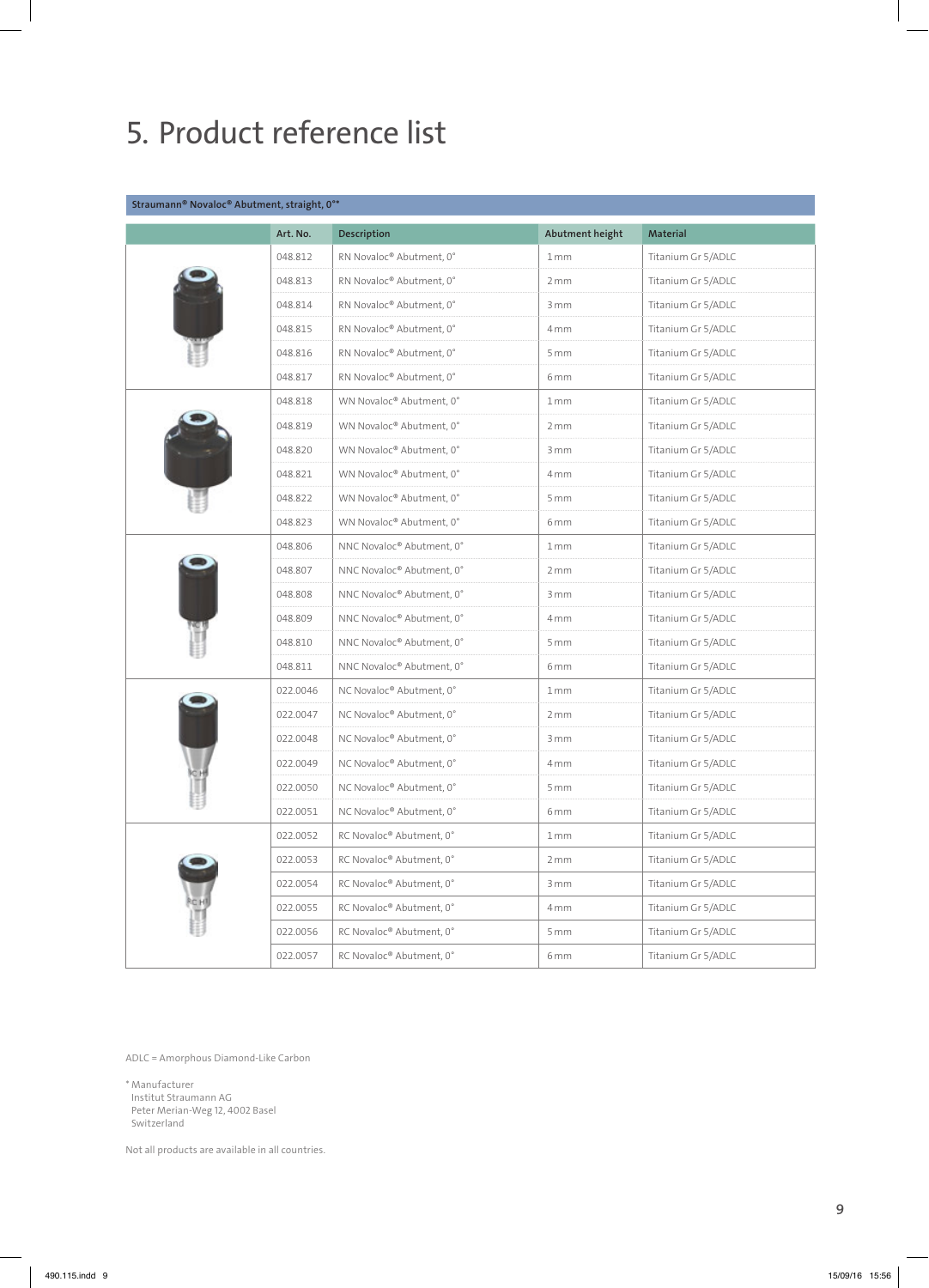# 5. Product reference list

**Straumann® Novaloc® Abutment, straight, 0°***

| | Art. No. | Description | Abutment height | Material |
|---|---|---|---|---|
| | 048.812 | RN Novaloc® Abutment, 0° | 1 mm | Titanium Gr 5/ADLC |
| | 048.813 | RN Novaloc® Abutment, 0° | 2 mm | Titanium Gr 5/ADLC |
| | 048.814 | RN Novaloc® Abutment, 0° | 3 mm | Titanium Gr 5/ADLC |
| | 048.815 | RN Novaloc® Abutment, 0° | 4 mm | Titanium Gr 5/ADLC |
| | 048.816 | RN Novaloc® Abutment, 0° | 5 mm | Titanium Gr 5/ADLC |
| | 048.817 | RN Novaloc® Abutment, 0° | 6 mm | Titanium Gr 5/ADLC |
| | 048.818 | WN Novaloc® Abutment, 0° | 1 mm | Titanium Gr 5/ADLC |
| | 048.819 | WN Novaloc® Abutment, 0° | 2 mm | Titanium Gr 5/ADLC |
| | 048.820 | WN Novaloc® Abutment, 0° | 3 mm | Titanium Gr 5/ADLC |
| | 048.821 | WN Novaloc® Abutment, 0° | 4 mm | Titanium Gr 5/ADLC |
| | 048.822 | WN Novaloc® Abutment, 0° | 5 mm | Titanium Gr 5/ADLC |
| | 048.823 | WN Novaloc® Abutment, 0° | 6 mm | Titanium Gr 5/ADLC |
| | 048.806 | NNC Novaloc® Abutment, 0° | 1 mm | Titanium Gr 5/ADLC |
| | 048.807 | NNC Novaloc® Abutment, 0° | 2 mm | Titanium Gr 5/ADLC |
| | 048.808 | NNC Novaloc® Abutment, 0° | 3 mm | Titanium Gr 5/ADLC |
| | 048.809 | NNC Novaloc® Abutment, 0° | 4 mm | Titanium Gr 5/ADLC |
| | 048.810 | NNC Novaloc® Abutment, 0° | 5 mm | Titanium Gr 5/ADLC |
| | 048.811 | NNC Novaloc® Abutment, 0° | 6 mm | Titanium Gr 5/ADLC |
| | 022.0046 | NC Novaloc® Abutment, 0° | 1 mm | Titanium Gr 5/ADLC |
| | 022.0047 | NC Novaloc® Abutment, 0° | 2 mm | Titanium Gr 5/ADLC |
| | 022.0048 | NC Novaloc® Abutment, 0° | 3 mm | Titanium Gr 5/ADLC |
| | 022.0049 | NC Novaloc® Abutment, 0° | 4 mm | Titanium Gr 5/ADLC |
| | 022.0050 | NC Novaloc® Abutment, 0° | 5 mm | Titanium Gr 5/ADLC |
| | 022.0051 | NC Novaloc® Abutment, 0° | 6 mm | Titanium Gr 5/ADLC |
| | 022.0052 | RC Novaloc® Abutment, 0° | 1 mm | Titanium Gr 5/ADLC |
| | 022.0053 | RC Novaloc® Abutment, 0° | 2 mm | Titanium Gr 5/ADLC |
| | 022.0054 | RC Novaloc® Abutment, 0° | 3 mm | Titanium Gr 5/ADLC |
| | 022.0055 | RC Novaloc® Abutment, 0° | 4 mm | Titanium Gr 5/ADLC |
| | 022.0056 | RC Novaloc® Abutment, 0° | 5 mm | Titanium Gr 5/ADLC |
| | 022.0057 | RC Novaloc® Abutment, 0° | 6 mm | Titanium Gr 5/ADLC |

ADLC = Amorphous Diamond-Like Carbon

\* Manufacturer
Institut Straumann AG
Peter Merian-Weg 12, 4002 Basel
Switzerland

Not all products are available in all countries.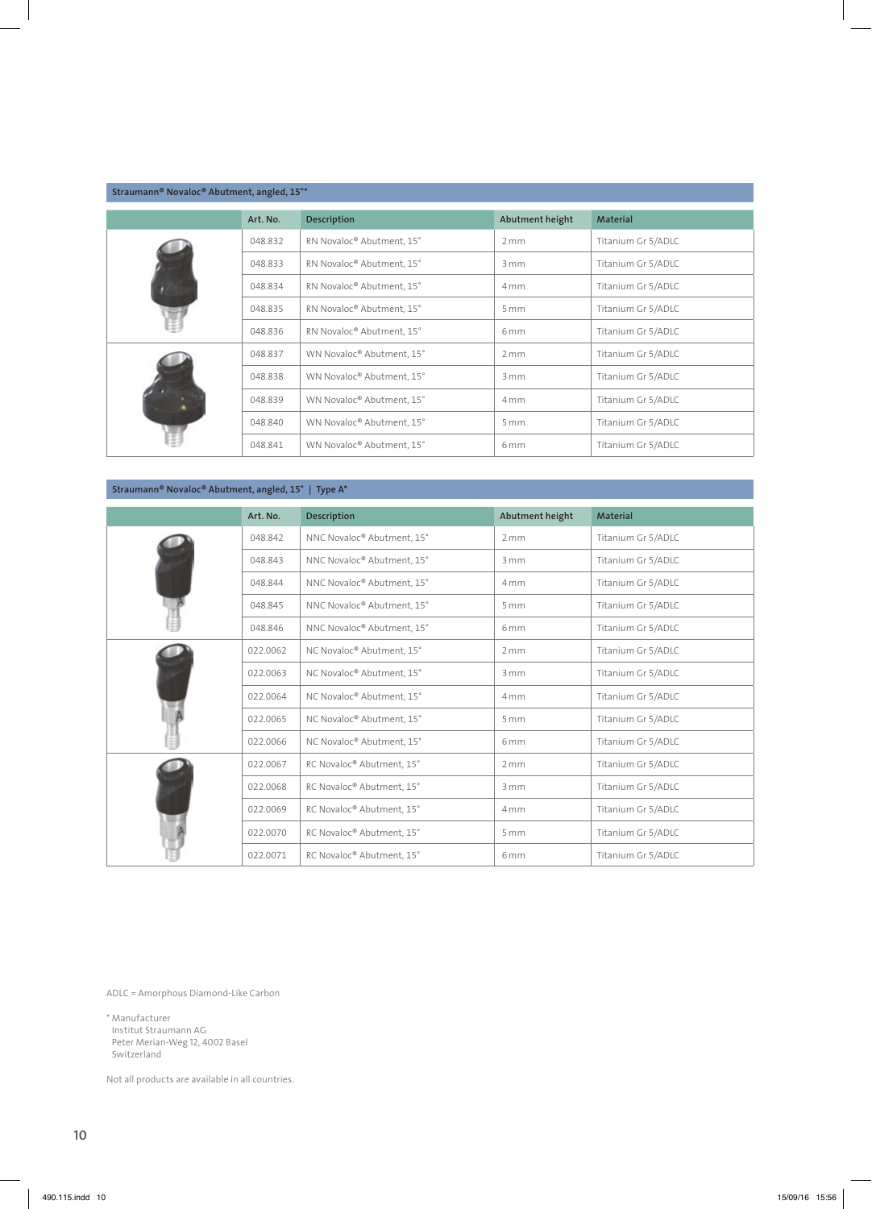## Straumann® Novaloc® Abutment, angled, 15°*

| | Art. No. | Description | Abutment height | Material |
|---|---|---|---|---|
| | 048.832 | RN Novaloc® Abutment, 15° | 2 mm | Titanium Gr 5/ADLC |
| | 048.833 | RN Novaloc® Abutment, 15° | 3 mm | Titanium Gr 5/ADLC |
| | 048.834 | RN Novaloc® Abutment, 15° | 4 mm | Titanium Gr 5/ADLC |
| | 048.835 | RN Novaloc® Abutment, 15° | 5 mm | Titanium Gr 5/ADLC |
| | 048.836 | RN Novaloc® Abutment, 15° | 6 mm | Titanium Gr 5/ADLC |
| | 048.837 | WN Novaloc® Abutment, 15° | 2 mm | Titanium Gr 5/ADLC |
| | 048.838 | WN Novaloc® Abutment, 15° | 3 mm | Titanium Gr 5/ADLC |
| | 048.839 | WN Novaloc® Abutment, 15° | 4 mm | Titanium Gr 5/ADLC |
| | 048.840 | WN Novaloc® Abutment, 15° | 5 mm | Titanium Gr 5/ADLC |
| | 048.841 | WN Novaloc® Abutment, 15° | 6 mm | Titanium Gr 5/ADLC |

## Straumann® Novaloc® Abutment, angled, 15° | Type A*

| | Art. No. | Description | Abutment height | Material |
|---|---|---|---|---|
| | 048.842 | NNC Novaloc® Abutment, 15° | 2 mm | Titanium Gr 5/ADLC |
| | 048.843 | NNC Novaloc® Abutment, 15° | 3 mm | Titanium Gr 5/ADLC |
| | 048.844 | NNC Novaloc® Abutment, 15° | 4 mm | Titanium Gr 5/ADLC |
| | 048.845 | NNC Novaloc® Abutment, 15° | 5 mm | Titanium Gr 5/ADLC |
| | 048.846 | NNC Novaloc® Abutment, 15° | 6 mm | Titanium Gr 5/ADLC |
| | 022.0062 | NC Novaloc® Abutment, 15° | 2 mm | Titanium Gr 5/ADLC |
| | 022.0063 | NC Novaloc® Abutment, 15° | 3 mm | Titanium Gr 5/ADLC |
| | 022.0064 | NC Novaloc® Abutment, 15° | 4 mm | Titanium Gr 5/ADLC |
| | 022.0065 | NC Novaloc® Abutment, 15° | 5 mm | Titanium Gr 5/ADLC |
| | 022.0066 | NC Novaloc® Abutment, 15° | 6 mm | Titanium Gr 5/ADLC |
| | 022.0067 | RC Novaloc® Abutment, 15° | 2 mm | Titanium Gr 5/ADLC |
| | 022.0068 | RC Novaloc® Abutment, 15° | 3 mm | Titanium Gr 5/ADLC |
| | 022.0069 | RC Novaloc® Abutment, 15° | 4 mm | Titanium Gr 5/ADLC |
| | 022.0070 | RC Novaloc® Abutment, 15° | 5 mm | Titanium Gr 5/ADLC |
| | 022.0071 | RC Novaloc® Abutment, 15° | 6 mm | Titanium Gr 5/ADLC |

ADLC = Amorphous Diamond-Like Carbon

\* Manufacturer
Institut Straumann AG
Peter Merian-Weg 12, 4002 Basel
Switzerland

Not all products are available in all countries.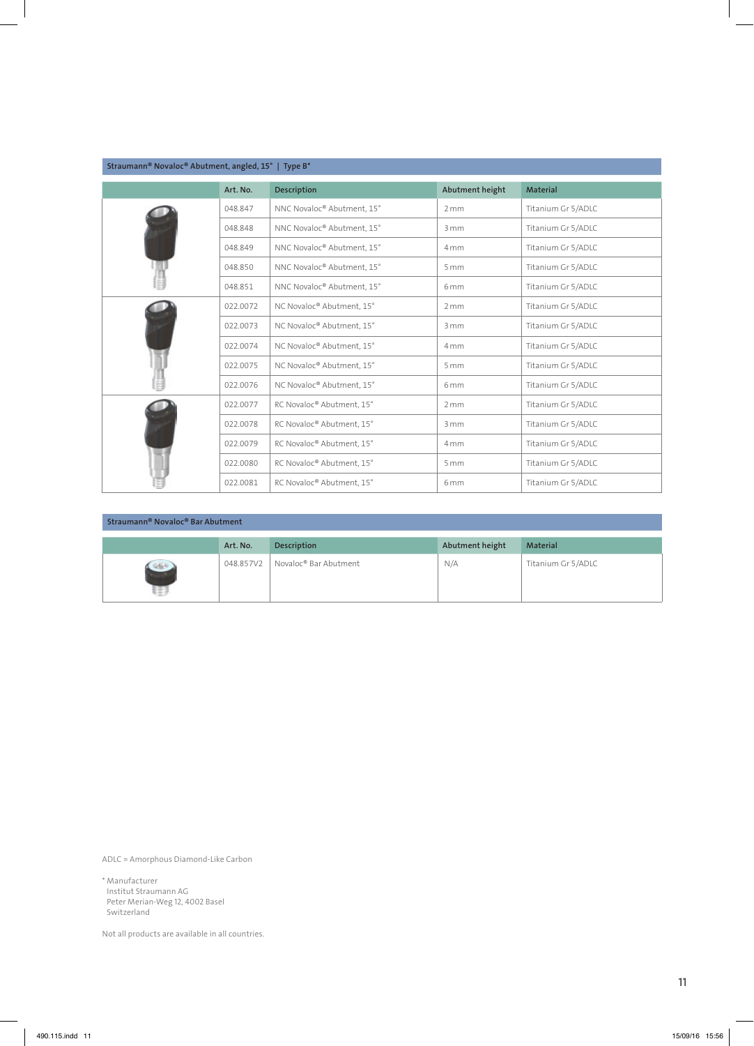## Straumann® Novaloc® Abutment, angled, 15° | Type B*

| | Art. No. | Description | Abutment height | Material |
|---|---|---|---|---|
| | 048.847 | NNC Novaloc® Abutment, 15° | 2 mm | Titanium Gr 5/ADLC |
| | 048.848 | NNC Novaloc® Abutment, 15° | 3 mm | Titanium Gr 5/ADLC |
| | 048.849 | NNC Novaloc® Abutment, 15° | 4 mm | Titanium Gr 5/ADLC |
| | 048.850 | NNC Novaloc® Abutment, 15° | 5 mm | Titanium Gr 5/ADLC |
| | 048.851 | NNC Novaloc® Abutment, 15° | 6 mm | Titanium Gr 5/ADLC |
| | 022.0072 | NC Novaloc® Abutment, 15° | 2 mm | Titanium Gr 5/ADLC |
| | 022.0073 | NC Novaloc® Abutment, 15° | 3 mm | Titanium Gr 5/ADLC |
| | 022.0074 | NC Novaloc® Abutment, 15° | 4 mm | Titanium Gr 5/ADLC |
| | 022.0075 | NC Novaloc® Abutment, 15° | 5 mm | Titanium Gr 5/ADLC |
| | 022.0076 | NC Novaloc® Abutment, 15° | 6 mm | Titanium Gr 5/ADLC |
| | 022.0077 | RC Novaloc® Abutment, 15° | 2 mm | Titanium Gr 5/ADLC |
| | 022.0078 | RC Novaloc® Abutment, 15° | 3 mm | Titanium Gr 5/ADLC |
| | 022.0079 | RC Novaloc® Abutment, 15° | 4 mm | Titanium Gr 5/ADLC |
| | 022.0080 | RC Novaloc® Abutment, 15° | 5 mm | Titanium Gr 5/ADLC |
| | 022.0081 | RC Novaloc® Abutment, 15° | 6 mm | Titanium Gr 5/ADLC |

## Straumann® Novaloc® Bar Abutment

| | Art. No. | Description | Abutment height | Material |
|---|---|---|---|---|
| | 048.857V2 | Novaloc® Bar Abutment | N/A | Titanium Gr 5/ADLC |

ADLC = Amorphous Diamond-Like Carbon

* Manufacturer
Institut Straumann AG
Peter Merian-Weg 12, 4002 Basel
Switzerland

Not all products are available in all countries.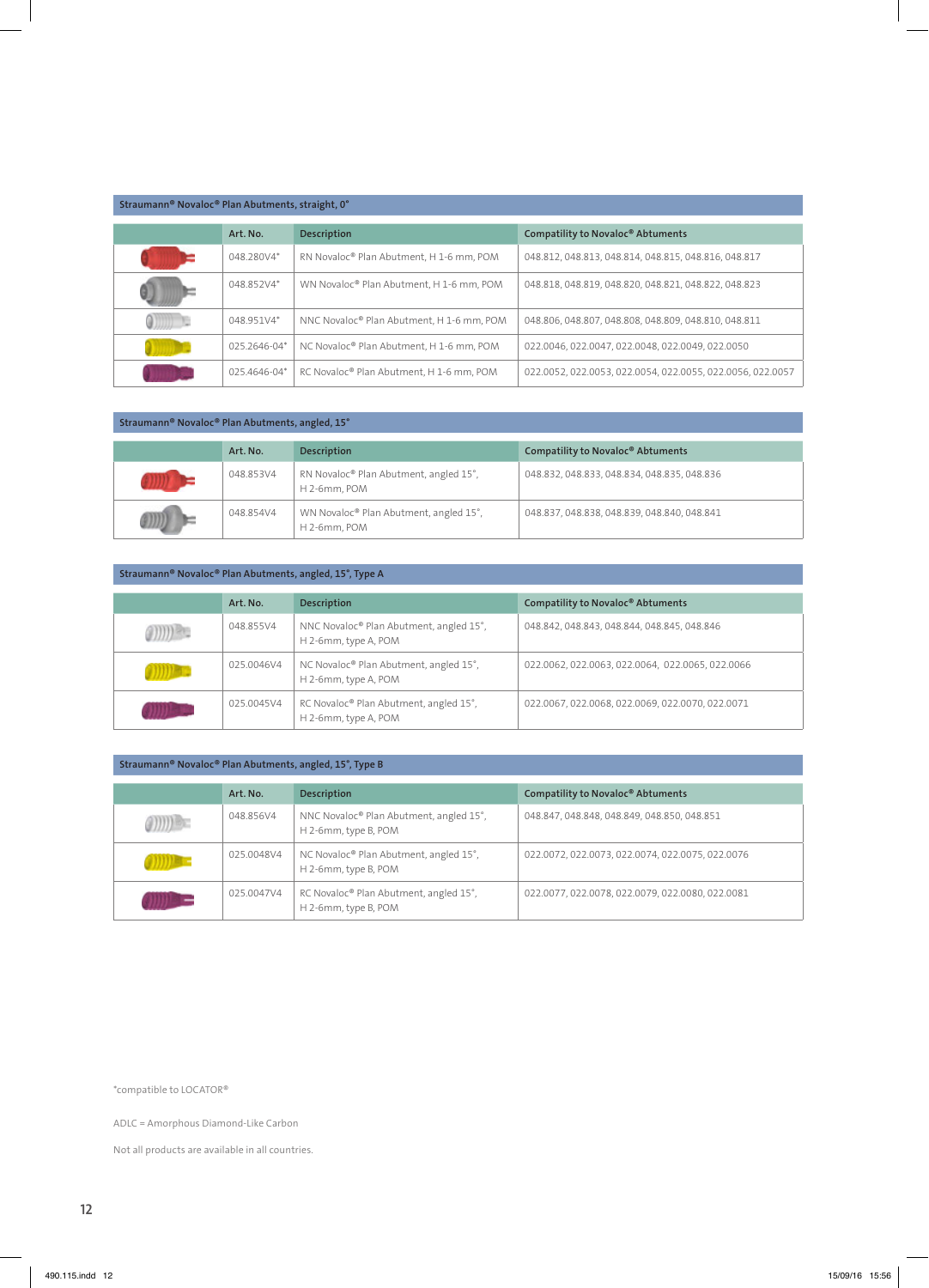**Straumann® Novaloc® Plan Abutments, straight, 0°**

| | Art. No. | Description | Compatibility to Novaloc® Abutments |
|---|---|---|---|
| | 048.280V4* | RN Novaloc® Plan Abutment, H 1-6 mm, POM | 048.812, 048.813, 048.814, 048.815, 048.816, 048.817 |
| | 048.852V4* | WN Novaloc® Plan Abutment, H 1-6 mm, POM | 048.818, 048.819, 048.820, 048.821, 048.822, 048.823 |
| | 048.951V4* | NNC Novaloc® Plan Abutment, H 1-6 mm, POM | 048.806, 048.807, 048.808, 048.809, 048.810, 048.811 |
| | 025.2646-04* | NC Novaloc® Plan Abutment, H 1-6 mm, POM | 022.0046, 022.0047, 022.0048, 022.0049, 022.0050 |
| | 025.4646-04* | RC Novaloc® Plan Abutment, H 1-6 mm, POM | 022.0052, 022.0053, 022.0054, 022.0055, 022.0056, 022.0057 |

**Straumann® Novaloc® Plan Abutments, angled, 15°**

| | Art. No. | Description | Compatibility to Novaloc® Abutments |
|---|---|---|---|
| | 048.853V4 | RN Novaloc® Plan Abutment, angled 15°, H 2-6mm, POM | 048.832, 048.833, 048.834, 048.835, 048.836 |
| | 048.854V4 | WN Novaloc® Plan Abutment, angled 15°, H 2-6mm, POM | 048.837, 048.838, 048.839, 048.840, 048.841 |

**Straumann® Novaloc® Plan Abutments, angled, 15°, Type A**

| | Art. No. | Description | Compatibility to Novaloc® Abutments |
|---|---|---|---|
| | 048.855V4 | NNC Novaloc® Plan Abutment, angled 15°, H 2-6mm, type A, POM | 048.842, 048.843, 048.844, 048.845, 048.846 |
| | 025.0046V4 | NC Novaloc® Plan Abutment, angled 15°, H 2-6mm, type A, POM | 022.0062, 022.0063, 022.0064, 022.0065, 022.0066 |
| | 025.0045V4 | RC Novaloc® Plan Abutment, angled 15°, H 2-6mm, type A, POM | 022.0067, 022.0068, 022.0069, 022.0070, 022.0071 |

**Straumann® Novaloc® Plan Abutments, angled, 15°, Type B**

| | Art. No. | Description | Compatibility to Novaloc® Abutments |
|---|---|---|---|
| | 048.856V4 | NNC Novaloc® Plan Abutment, angled 15°, H 2-6mm, type B, POM | 048.847, 048.848, 048.849, 048.850, 048.851 |
| | 025.0048V4 | NC Novaloc® Plan Abutment, angled 15°, H 2-6mm, type B, POM | 022.0072, 022.0073, 022.0074, 022.0075, 022.0076 |
| | 025.0047V4 | RC Novaloc® Plan Abutment, angled 15°, H 2-6mm, type B, POM | 022.0077, 022.0078, 022.0079, 022.0080, 022.0081 |

*compatible to LOCATOR®

ADLC = Amorphous Diamond-Like Carbon

Not all products are available in all countries.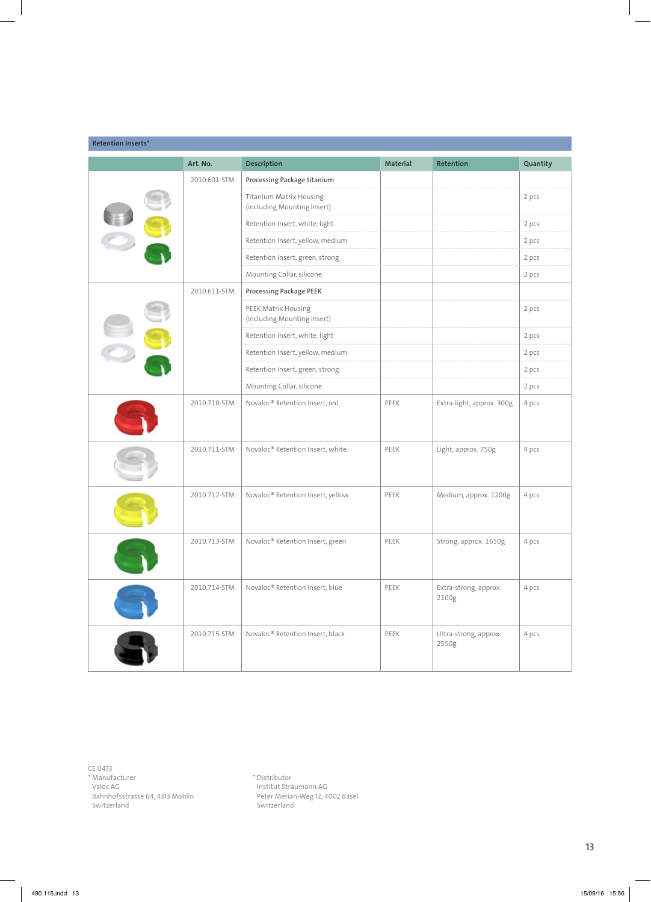| Retention Inserts* | | | | | |
|---|---|---|---|---|---|
| | **Art. No.** | **Description** | **Material** | **Retention** | **Quantity** |
| | 2010.601-STM | **Processing Package titanium** | | | |
| | | Titanium Matrix Housing (including Mounting Insert) | | | 2 pcs |
| | | Retention Insert, white, light | | | 2 pcs |
| | | Retention Insert, yellow, medium | | | 2 pcs |
| | | Retention Insert, green, strong | | | 2 pcs |
| | | Mounting Collar, silicone | | | 2 pcs |
| | 2010.611-STM | **Processing Package PEEK** | | | |
| | | PEEK Matrix Housing (including Mounting Insert) | | | 2 pcs |
| | | Retention Insert, white, light | | | 2 pcs |
| | | Retention Insert, yellow, medium | | | 2 pcs |
| | | Retention Insert, green, strong | | | 2 pcs |
| | | Mounting Collar, silicone | | | 2 pcs |
| | 2010.710-STM | Novaloc® Retention Insert, red | PEEK | Extra-light, approx. 300g | 4 pcs |
| | 2010.711-STM | Novaloc® Retention Insert, white | PEEK | Light, approx. 750g | 4 pcs |
| | 2010.712-STM | Novaloc® Retention Insert, yellow | PEEK | Medium, approx. 1200g | 4 pcs |
| | 2010.713-STM | Novaloc® Retention Insert, green | PEEK | Strong, approx. 1650g | 4 pcs |
| | 2010.714-STM | Novaloc® Retention Insert, blue | PEEK | Extra-strong, approx. 2100g | 4 pcs |
| | 2010.715-STM | Novaloc® Retention Insert, black | PEEK | Ultra-strong, approx. 2550g | 4 pcs |

CE 0473

* Manufacturer
Valoc AG
Bahnhofsstrasse 64, 4313 Möhlin
Switzerland

* Distributor
Institut Straumann AG
Peter Merian-Weg 12, 4002 Basel
Switzerland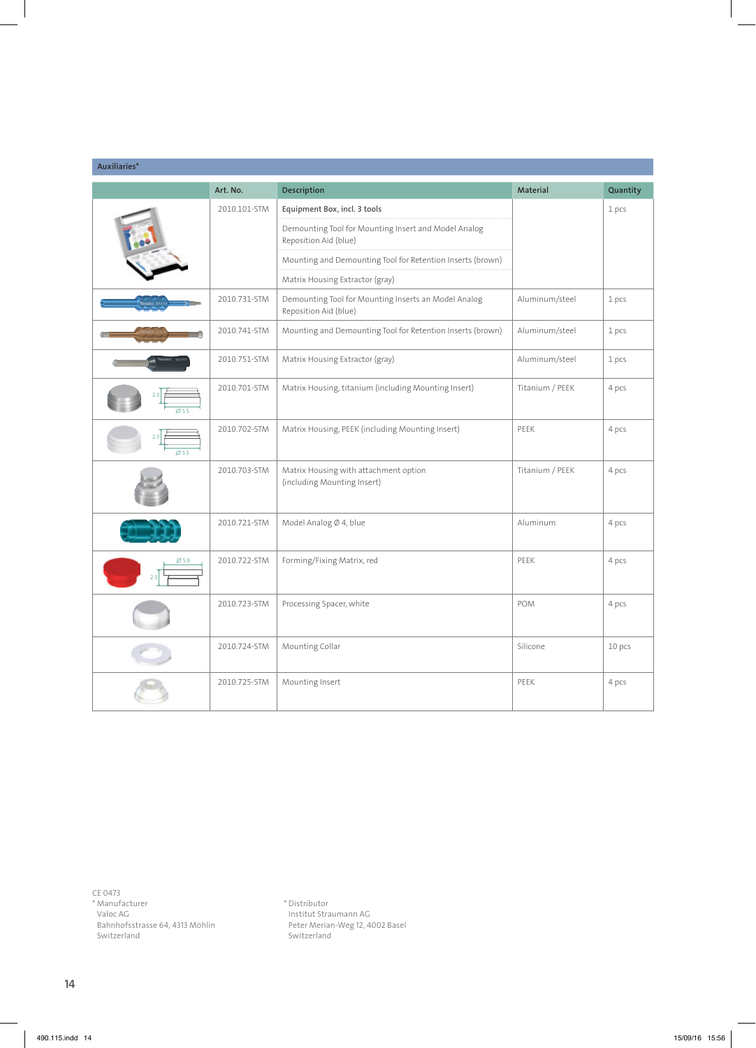## Auxiliaries*

| | Art. No. | Description | Material | Quantity |
|---|---|---|---|---|
| | 2010.101-STM | **Equipment Box, incl. 3 tools** | | 1 pcs |
| | | Demounting Tool for Mounting Insert and Model Analog Reposition Aid (blue) | | |
| | | Mounting and Demounting Tool for Retention Inserts (brown) | | |
| | | Matrix Housing Extractor (gray) | | |
| | 2010.731-STM | Demounting Tool for Mounting Inserts an Model Analog Reposition Aid (blue) | Aluminum/steel | 1 pcs |
| | 2010.741-STM | Mounting and Demounting Tool for Retention Inserts (brown) | Aluminum/steel | 1 pcs |
| | 2010.751-STM | Matrix Housing Extractor (gray) | Aluminum/steel | 1 pcs |
| 2.3 Ø 5.5 | 2010.701-STM | Matrix Housing, titanium (including Mounting Insert) | Titanium / PEEK | 4 pcs |
| 2.3 Ø 5.5 | 2010.702-STM | Matrix Housing, PEEK (including Mounting Insert) | PEEK | 4 pcs |
| | 2010.703-STM | Matrix Housing with attachment option (including Mounting Insert) | Titanium / PEEK | 4 pcs |
| | 2010.721-STM | Model Analog Ø 4, blue | Aluminum | 4 pcs |
| Ø 5.9 2.5 | 2010.722-STM | Forming/Fixing Matrix, red | PEEK | 4 pcs |
| | 2010.723-STM | Processing Spacer, white | POM | 4 pcs |
| | 2010.724-STM | Mounting Collar | Silicone | 10 pcs |
| | 2010.725-STM | Mounting Insert | PEEK | 4 pcs |

CE 0473

\* Manufacturer
Valoc AG
Bahnhofsstrasse 64, 4313 Möhlin
Switzerland

\* Distributor
Institut Straumann AG
Peter Merian-Weg 12, 4002 Basel
Switzerland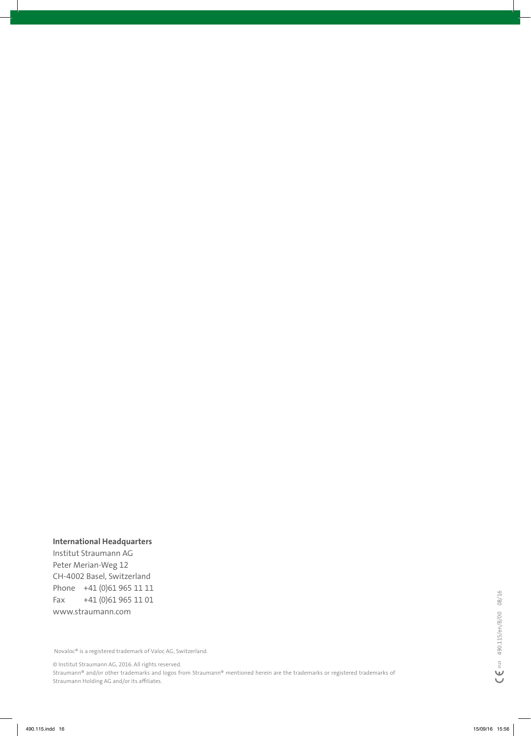**International Headquarters**

Institut Straumann AG
Peter Merian-Weg 12
CH-4002 Basel, Switzerland
Phone +41 (0)61 965 11 11
Fax +41 (0)61 965 11 01
www.straumann.com

Novaloc® is a registered trademark of Valoc AG, Switzerland.

© Institut Straumann AG, 2016. All rights reserved.
Straumann® and/or other trademarks and logos from Straumann® mentioned herein are the trademarks or registered trademarks of Straumann Holding AG and/or its affiliates.

CE 0123 490.115/en/B/00 08/16